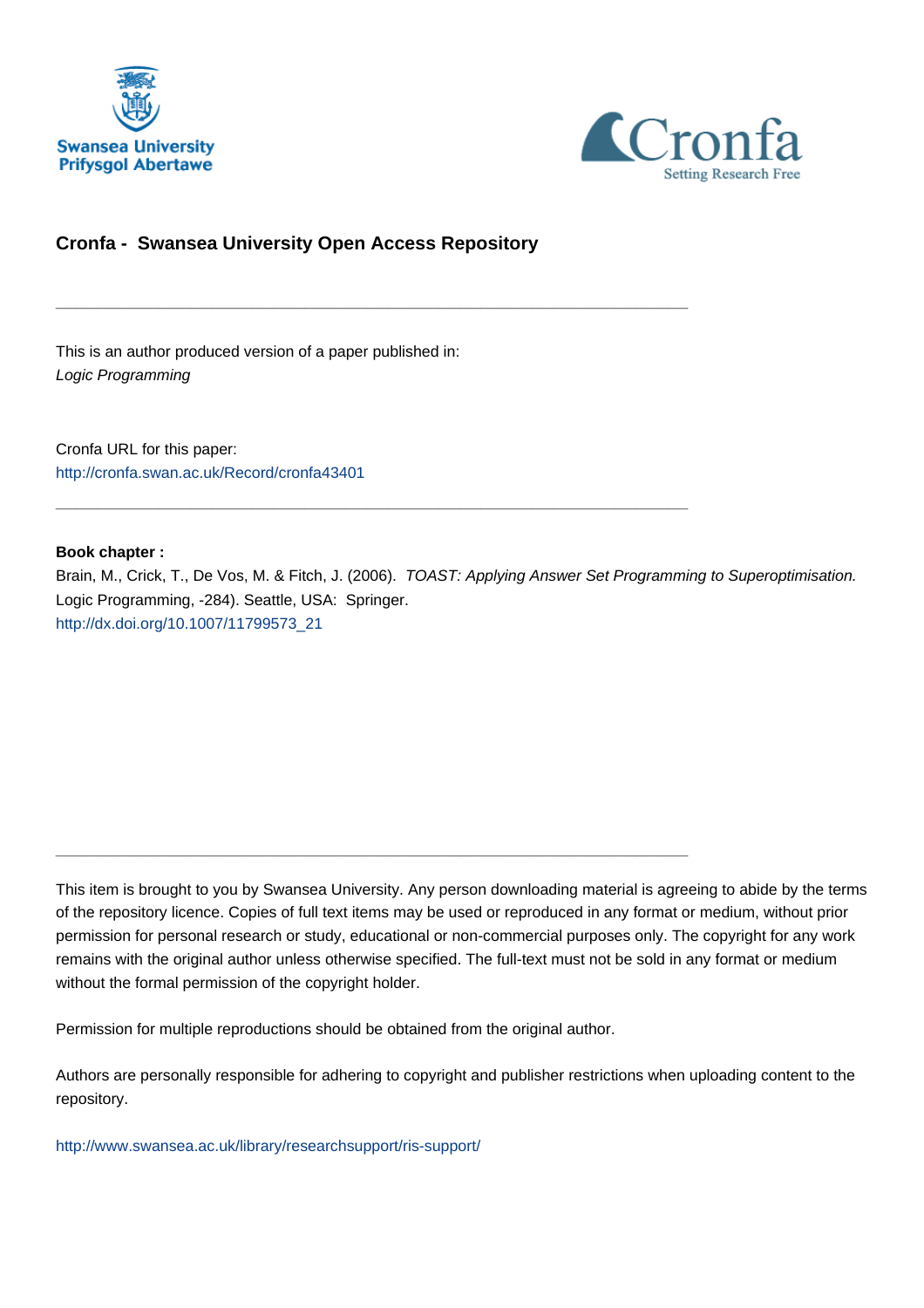# Cronfa - Swansea University Open Access Repository

---

This is an author produced version of a paper published in:
*Logic Programming*

Cronfa URL for this paper:
http://cronfa.swan.ac.uk/Record/cronfa43401

---

**Book chapter :**
Brain, M., Crick, T., De Vos, M. & Fitch, J. (2006). *TOAST: Applying Answer Set Programming to Superoptimisation.* Logic Programming, -284). Seattle, USA: Springer.
http://dx.doi.org/10.1007/11799573_21

---

This item is brought to you by Swansea University. Any person downloading material is agreeing to abide by the terms of the repository licence. Copies of full text items may be used or reproduced in any format or medium, without prior permission for personal research or study, educational or non-commercial purposes only. The copyright for any work remains with the original author unless otherwise specified. The full-text must not be sold in any format or medium without the formal permission of the copyright holder.

Permission for multiple reproductions should be obtained from the original author.

Authors are personally responsible for adhering to copyright and publisher restrictions when uploading content to the repository.

http://www.swansea.ac.uk/library/researchsupport/ris-support/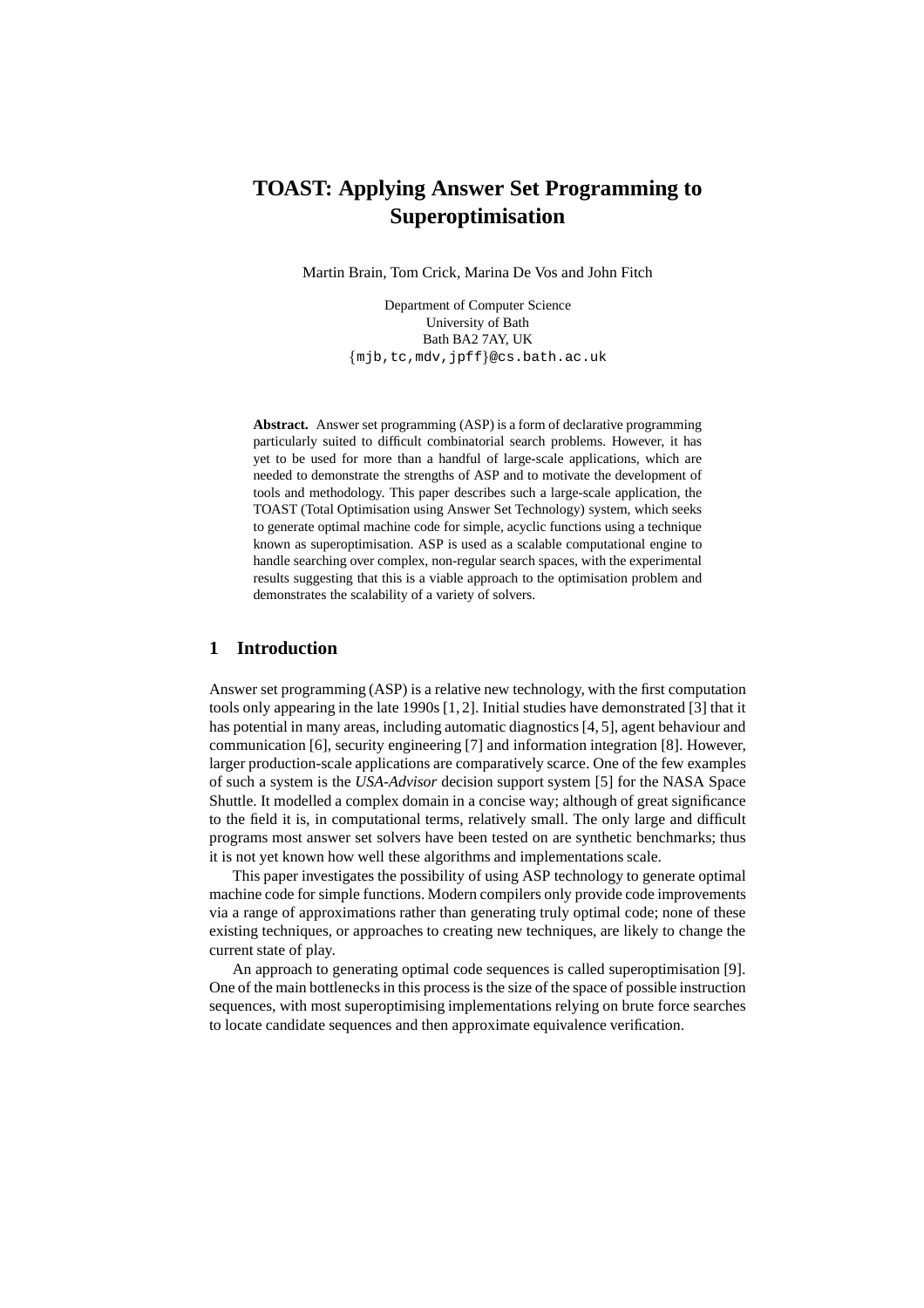# TOAST: Applying Answer Set Programming to Superoptimisation

Martin Brain, Tom Crick, Marina De Vos and John Fitch

Department of Computer Science
University of Bath
Bath BA2 7AY, UK
{mjb,tc,mdv,jpff}@cs.bath.ac.uk

**Abstract.** Answer set programming (ASP) is a form of declarative programming particularly suited to difficult combinatorial search problems. However, it has yet to be used for more than a handful of large-scale applications, which are needed to demonstrate the strengths of ASP and to motivate the development of tools and methodology. This paper describes such a large-scale application, the TOAST (Total Optimisation using Answer Set Technology) system, which seeks to generate optimal machine code for simple, acyclic functions using a technique known as superoptimisation. ASP is used as a scalable computational engine to handle searching over complex, non-regular search spaces, with the experimental results suggesting that this is a viable approach to the optimisation problem and demonstrates the scalability of a variety of solvers.

## 1 Introduction

Answer set programming (ASP) is a relative new technology, with the first computation tools only appearing in the late 1990s [1, 2]. Initial studies have demonstrated [3] that it has potential in many areas, including automatic diagnostics [4, 5], agent behaviour and communication [6], security engineering [7] and information integration [8]. However, larger production-scale applications are comparatively scarce. One of the few examples of such a system is the *USA-Advisor* decision support system [5] for the NASA Space Shuttle. It modelled a complex domain in a concise way; although of great significance to the field it is, in computational terms, relatively small. The only large and difficult programs most answer set solvers have been tested on are synthetic benchmarks; thus it is not yet known how well these algorithms and implementations scale.

This paper investigates the possibility of using ASP technology to generate optimal machine code for simple functions. Modern compilers only provide code improvements via a range of approximations rather than generating truly optimal code; none of these existing techniques, or approaches to creating new techniques, are likely to change the current state of play.

An approach to generating optimal code sequences is called superoptimisation [9]. One of the main bottlenecks in this process is the size of the space of possible instruction sequences, with most superoptimising implementations relying on brute force searches to locate candidate sequences and then approximate equivalence verification.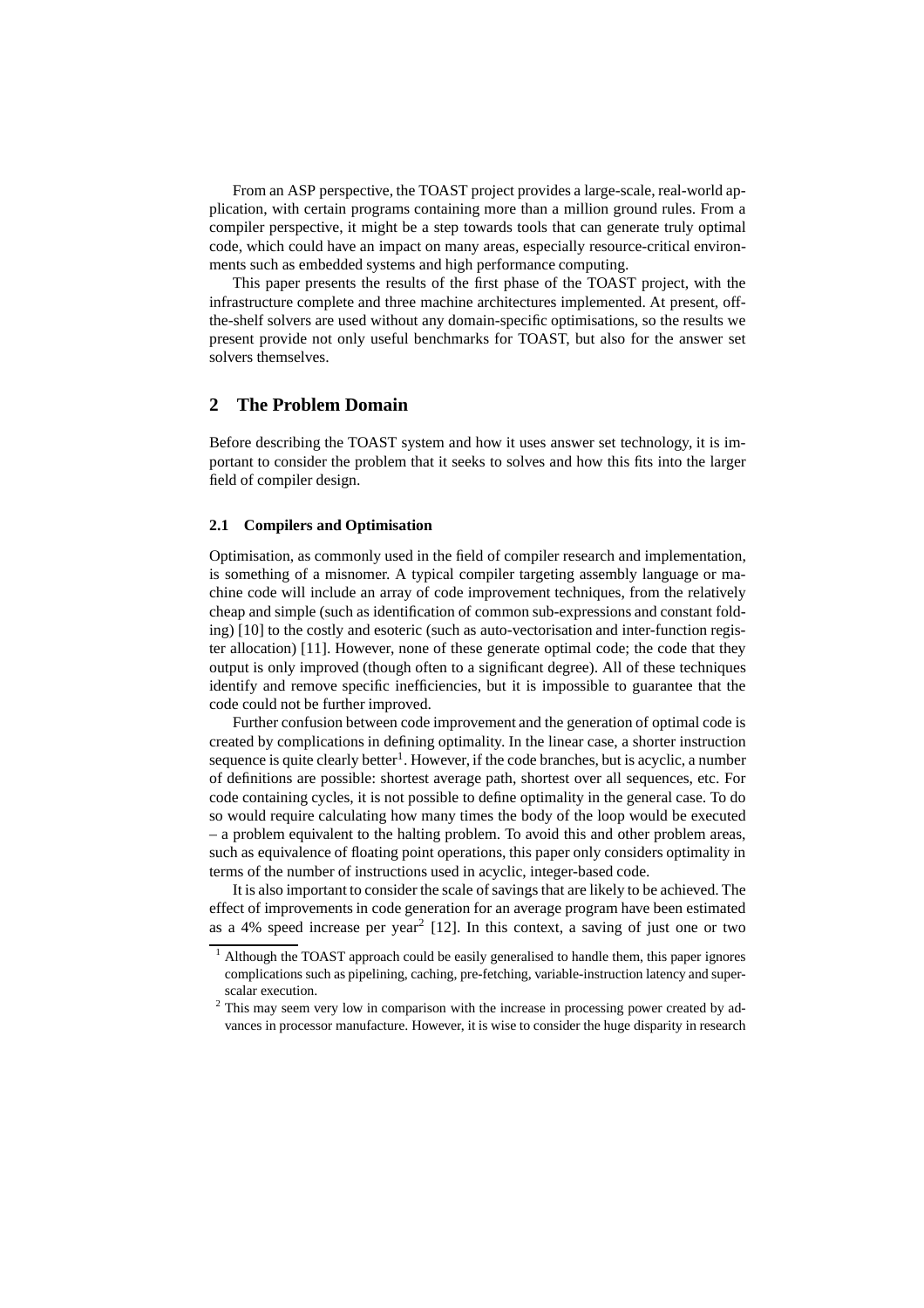From an ASP perspective, the TOAST project provides a large-scale, real-world application, with certain programs containing more than a million ground rules. From a compiler perspective, it might be a step towards tools that can generate truly optimal code, which could have an impact on many areas, especially resource-critical environments such as embedded systems and high performance computing.

This paper presents the results of the first phase of the TOAST project, with the infrastructure complete and three machine architectures implemented. At present, off-the-shelf solvers are used without any domain-specific optimisations, so the results we present provide not only useful benchmarks for TOAST, but also for the answer set solvers themselves.

## 2 The Problem Domain

Before describing the TOAST system and how it uses answer set technology, it is important to consider the problem that it seeks to solves and how this fits into the larger field of compiler design.

### 2.1 Compilers and Optimisation

Optimisation, as commonly used in the field of compiler research and implementation, is something of a misnomer. A typical compiler targeting assembly language or machine code will include an array of code improvement techniques, from the relatively cheap and simple (such as identification of common sub-expressions and constant folding) [10] to the costly and esoteric (such as auto-vectorisation and inter-function register allocation) [11]. However, none of these generate optimal code; the code that they output is only improved (though often to a significant degree). All of these techniques identify and remove specific inefficiencies, but it is impossible to guarantee that the code could not be further improved.

Further confusion between code improvement and the generation of optimal code is created by complications in defining optimality. In the linear case, a shorter instruction sequence is quite clearly better[1]. However, if the code branches, but is acyclic, a number of definitions are possible: shortest average path, shortest over all sequences, etc. For code containing cycles, it is not possible to define optimality in the general case. To do so would require calculating how many times the body of the loop would be executed – a problem equivalent to the halting problem. To avoid this and other problem areas, such as equivalence of floating point operations, this paper only considers optimality in terms of the number of instructions used in acyclic, integer-based code.

It is also important to consider the scale of savings that are likely to be achieved. The effect of improvements in code generation for an average program have been estimated as a 4% speed increase per year[2] [12]. In this context, a saving of just one or two

[1] Although the TOAST approach could be easily generalised to handle them, this paper ignores complications such as pipelining, caching, pre-fetching, variable-instruction latency and super-scalar execution.

[2] This may seem very low in comparison with the increase in processing power created by advances in processor manufacture. However, it is wise to consider the huge disparity in research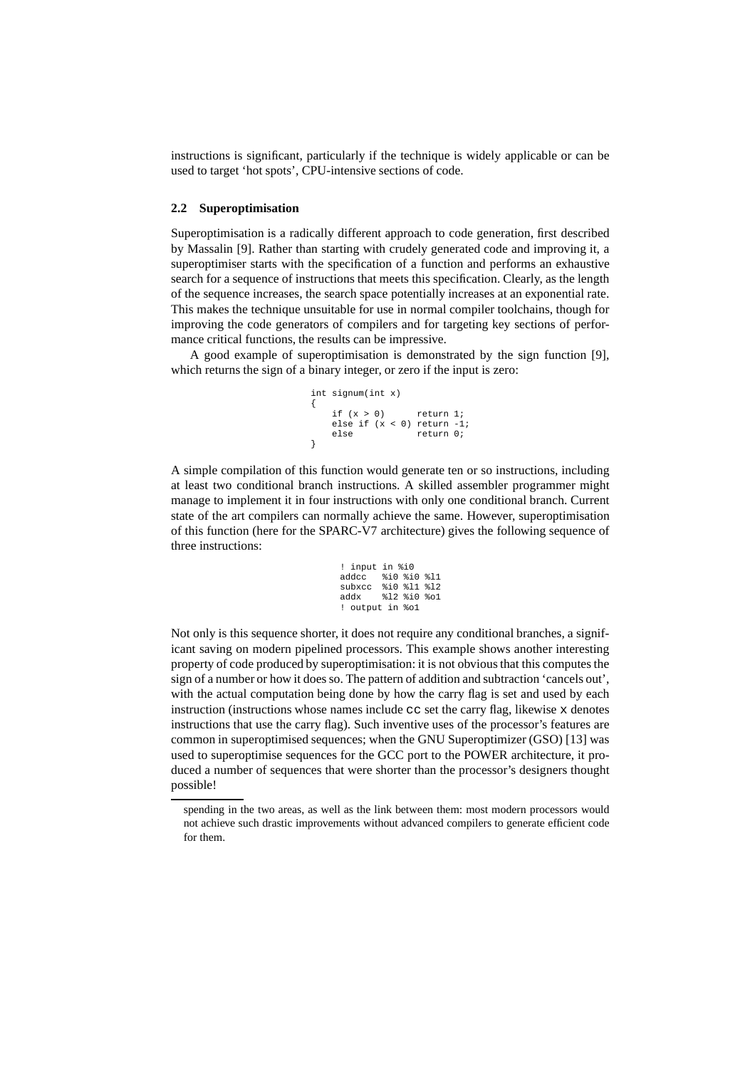instructions is significant, particularly if the technique is widely applicable or can be used to target 'hot spots', CPU-intensive sections of code.

### 2.2 Superoptimisation

Superoptimisation is a radically different approach to code generation, first described by Massalin [9]. Rather than starting with crudely generated code and improving it, a superoptimiser starts with the specification of a function and performs an exhaustive search for a sequence of instructions that meets this specification. Clearly, as the length of the sequence increases, the search space potentially increases at an exponential rate. This makes the technique unsuitable for use in normal compiler toolchains, though for improving the code generators of compilers and for targeting key sections of performance critical functions, the results can be impressive.

A good example of superoptimisation is demonstrated by the sign function [9], which returns the sign of a binary integer, or zero if the input is zero:

```
int signum(int x)
{
    if (x > 0)       return 1;
    else if (x < 0) return -1;
    else             return 0;
}
```

A simple compilation of this function would generate ten or so instructions, including at least two conditional branch instructions. A skilled assembler programmer might manage to implement it in four instructions with only one conditional branch. Current state of the art compilers can normally achieve the same. However, superoptimisation of this function (here for the SPARC-V7 architecture) gives the following sequence of three instructions:

```
! input in %i0
addcc   %i0 %i0 %l1
subxcc  %i0 %l1 %l2
addx    %l2 %i0 %o1
! output in %o1
```

Not only is this sequence shorter, it does not require any conditional branches, a significant saving on modern pipelined processors. This example shows another interesting property of code produced by superoptimisation: it is not obvious that this computes the sign of a number or how it does so. The pattern of addition and subtraction 'cancels out', with the actual computation being done by how the carry flag is set and used by each instruction (instructions whose names include `cc` set the carry flag, likewise `x` denotes instructions that use the carry flag). Such inventive uses of the processor's features are common in superoptimised sequences; when the GNU Superoptimizer (GSO) [13] was used to superoptimise sequences for the GCC port to the POWER architecture, it produced a number of sequences that were shorter than the processor's designers thought possible!

---

spending in the two areas, as well as the link between them: most modern processors would not achieve such drastic improvements without advanced compilers to generate efficient code for them.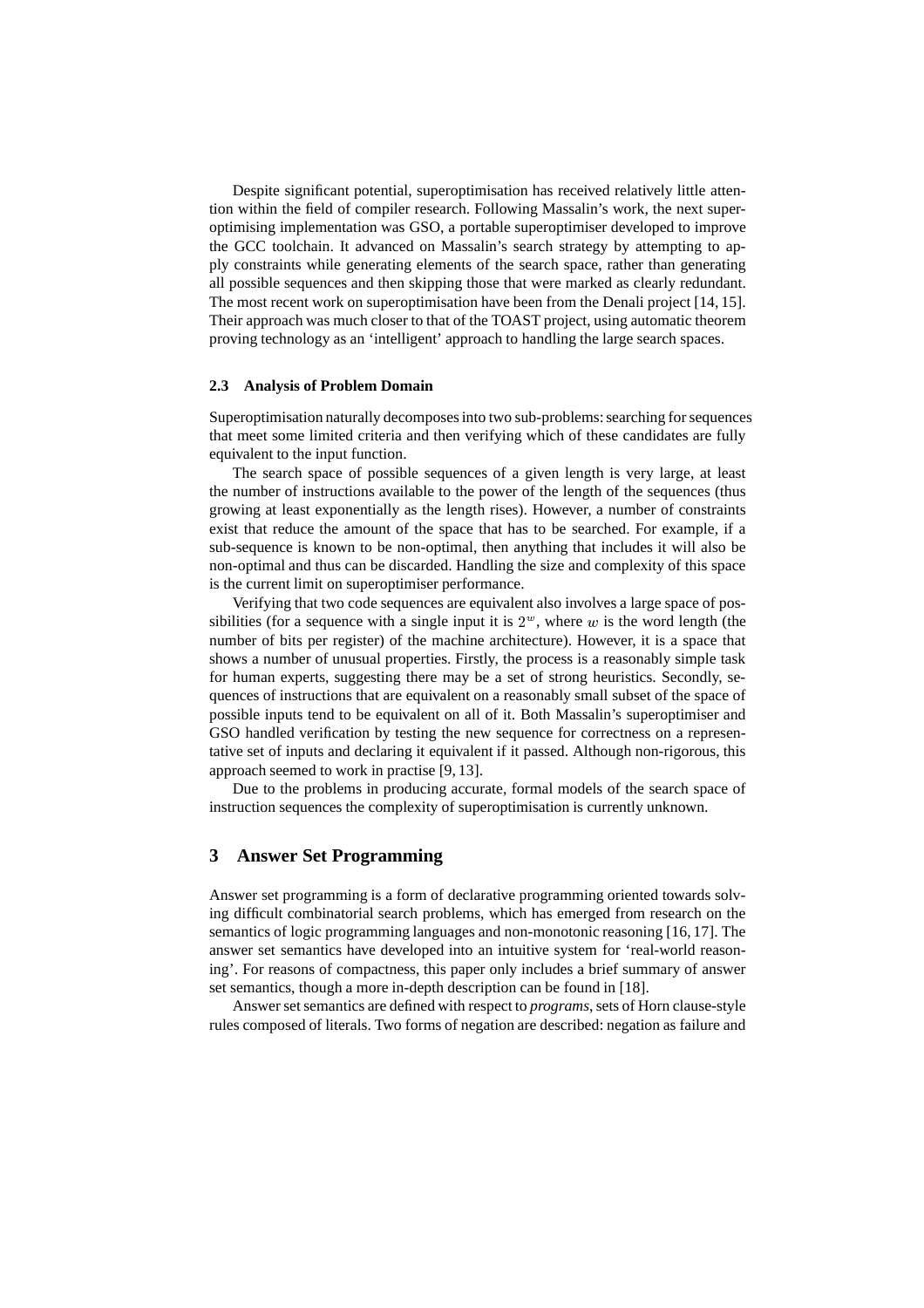Despite significant potential, superoptimisation has received relatively little attention within the field of compiler research. Following Massalin's work, the next superoptimising implementation was GSO, a portable superoptimiser developed to improve the GCC toolchain. It advanced on Massalin's search strategy by attempting to apply constraints while generating elements of the search space, rather than generating all possible sequences and then skipping those that were marked as clearly redundant. The most recent work on superoptimisation have been from the Denali project [14, 15]. Their approach was much closer to that of the TOAST project, using automatic theorem proving technology as an 'intelligent' approach to handling the large search spaces.

### 2.3 Analysis of Problem Domain

Superoptimisation naturally decomposes into two sub-problems: searching for sequences that meet some limited criteria and then verifying which of these candidates are fully equivalent to the input function.

The search space of possible sequences of a given length is very large, at least the number of instructions available to the power of the length of the sequences (thus growing at least exponentially as the length rises). However, a number of constraints exist that reduce the amount of the space that has to be searched. For example, if a sub-sequence is known to be non-optimal, then anything that includes it will also be non-optimal and thus can be discarded. Handling the size and complexity of this space is the current limit on superoptimiser performance.

Verifying that two code sequences are equivalent also involves a large space of possibilities (for a sequence with a single input it is $2^w$, where $w$ is the word length (the number of bits per register) of the machine architecture). However, it is a space that shows a number of unusual properties. Firstly, the process is a reasonably simple task for human experts, suggesting there may be a set of strong heuristics. Secondly, sequences of instructions that are equivalent on a reasonably small subset of the space of possible inputs tend to be equivalent on all of it. Both Massalin's superoptimiser and GSO handled verification by testing the new sequence for correctness on a representative set of inputs and declaring it equivalent if it passed. Although non-rigorous, this approach seemed to work in practise [9, 13].

Due to the problems in producing accurate, formal models of the search space of instruction sequences the complexity of superoptimisation is currently unknown.

## 3 Answer Set Programming

Answer set programming is a form of declarative programming oriented towards solving difficult combinatorial search problems, which has emerged from research on the semantics of logic programming languages and non-monotonic reasoning [16, 17]. The answer set semantics have developed into an intuitive system for 'real-world reasoning'. For reasons of compactness, this paper only includes a brief summary of answer set semantics, though a more in-depth description can be found in [18].

Answer set semantics are defined with respect to *programs*, sets of Horn clause-style rules composed of literals. Two forms of negation are described: negation as failure and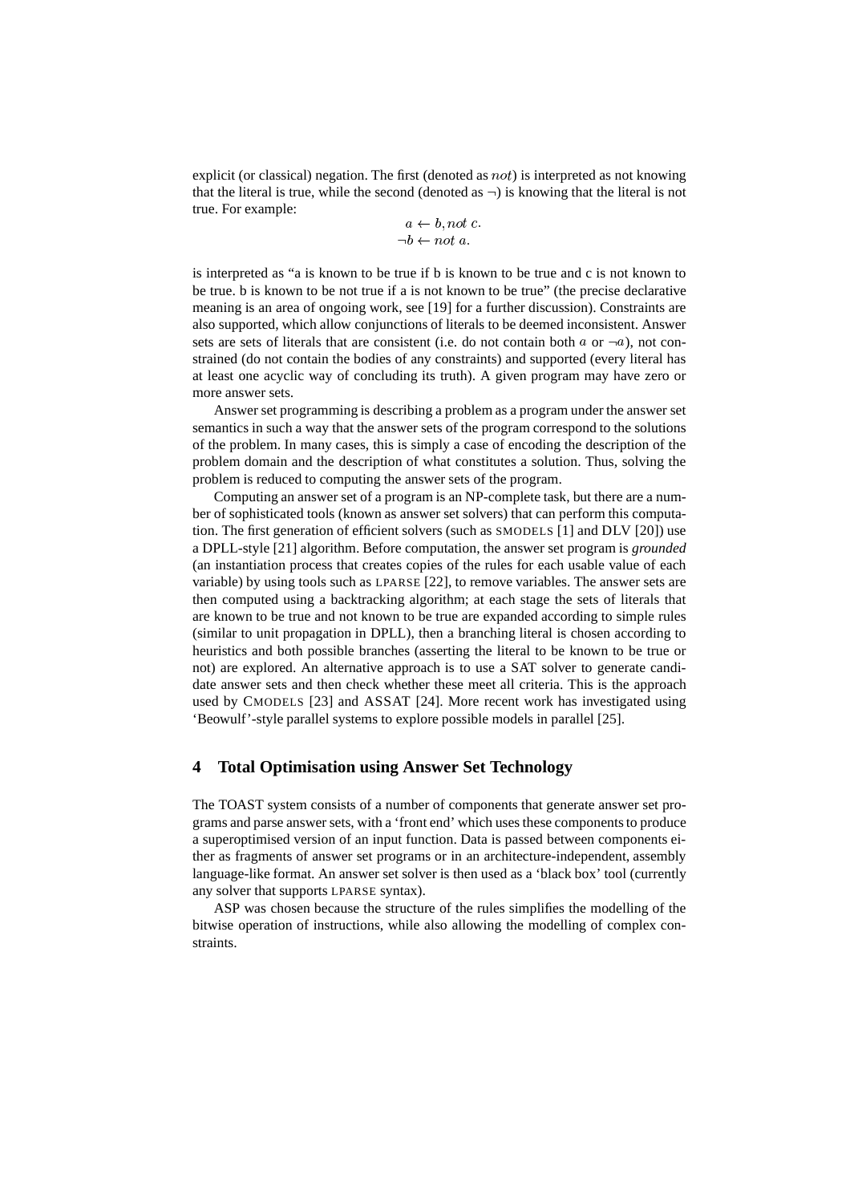explicit (or classical) negation. The first (denoted as $not$) is interpreted as not knowing that the literal is true, while the second (denoted as $\neg$) is knowing that the literal is not true. For example:

$$a \leftarrow b, not\ c.$$
$$\neg b \leftarrow not\ a.$$

is interpreted as "a is known to be true if b is known to be true and c is not known to be true. b is known to be not true if a is not known to be true" (the precise declarative meaning is an area of ongoing work, see [19] for a further discussion). Constraints are also supported, which allow conjunctions of literals to be deemed inconsistent. Answer sets are sets of literals that are consistent (i.e. do not contain both $a$ or $\neg a$), not constrained (do not contain the bodies of any constraints) and supported (every literal has at least one acyclic way of concluding its truth). A given program may have zero or more answer sets.

Answer set programming is describing a problem as a program under the answer set semantics in such a way that the answer sets of the program correspond to the solutions of the problem. In many cases, this is simply a case of encoding the description of the problem domain and the description of what constitutes a solution. Thus, solving the problem is reduced to computing the answer sets of the program.

Computing an answer set of a program is an NP-complete task, but there are a number of sophisticated tools (known as answer set solvers) that can perform this computation. The first generation of efficient solvers (such as SMODELS [1] and DLV [20]) use a DPLL-style [21] algorithm. Before computation, the answer set program is *grounded* (an instantiation process that creates copies of the rules for each usable value of each variable) by using tools such as LPARSE [22], to remove variables. The answer sets are then computed using a backtracking algorithm; at each stage the sets of literals that are known to be true and not known to be true are expanded according to simple rules (similar to unit propagation in DPLL), then a branching literal is chosen according to heuristics and both possible branches (asserting the literal to be known to be true or not) are explored. An alternative approach is to use a SAT solver to generate candidate answer sets and then check whether these meet all criteria. This is the approach used by CMODELS [23] and ASSAT [24]. More recent work has investigated using 'Beowulf'-style parallel systems to explore possible models in parallel [25].

## 4 Total Optimisation using Answer Set Technology

The TOAST system consists of a number of components that generate answer set programs and parse answer sets, with a 'front end' which uses these components to produce a superoptimised version of an input function. Data is passed between components either as fragments of answer set programs or in an architecture-independent, assembly language-like format. An answer set solver is then used as a 'black box' tool (currently any solver that supports LPARSE syntax).

ASP was chosen because the structure of the rules simplifies the modelling of the bitwise operation of instructions, while also allowing the modelling of complex constraints.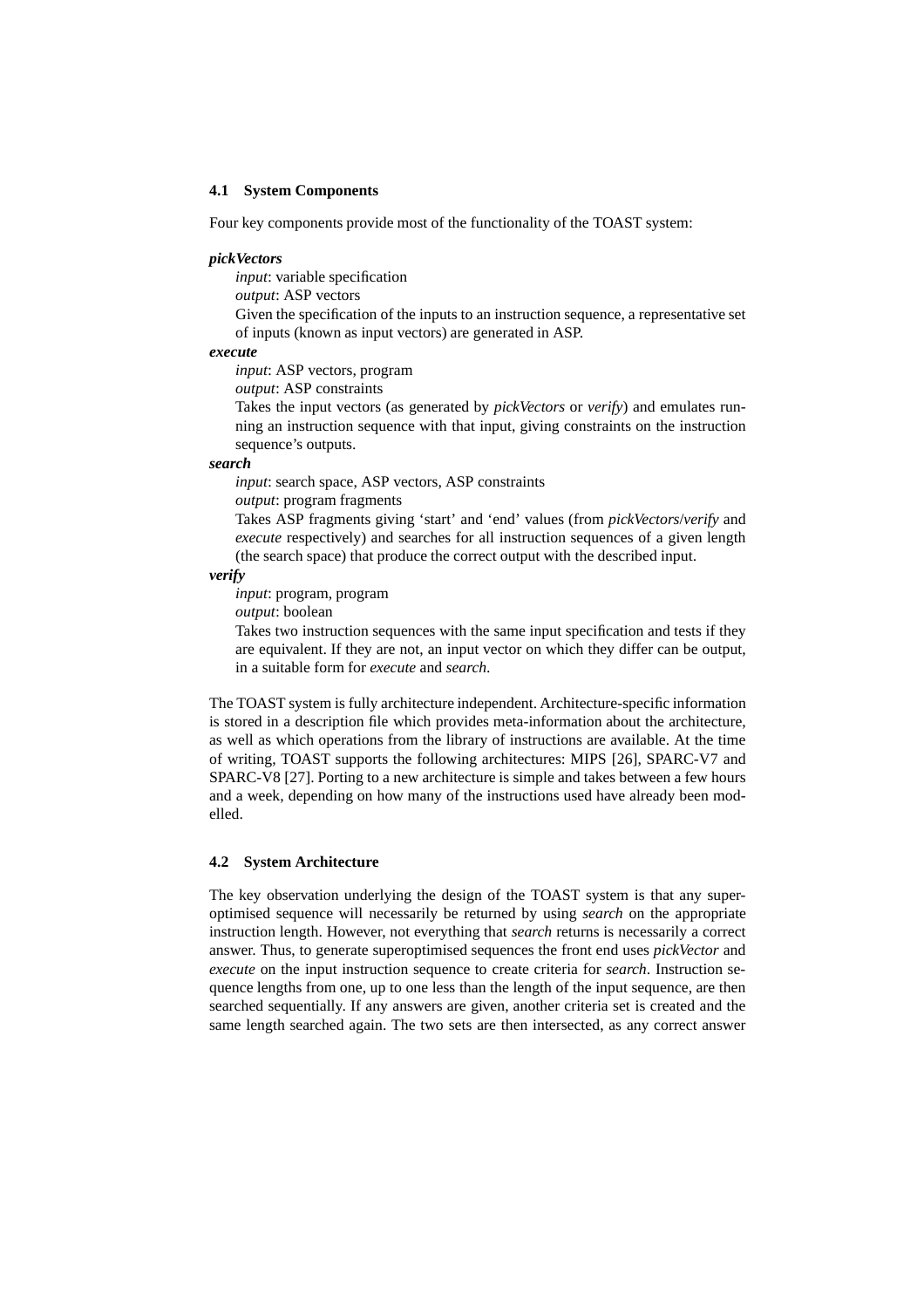### 4.1 System Components

Four key components provide most of the functionality of the TOAST system:

***pickVectors***

*input*: variable specification

*output*: ASP vectors

Given the specification of the inputs to an instruction sequence, a representative set of inputs (known as input vectors) are generated in ASP.

***execute***

*input*: ASP vectors, program

*output*: ASP constraints

Takes the input vectors (as generated by *pickVectors* or *verify*) and emulates running an instruction sequence with that input, giving constraints on the instruction sequence's outputs.

***search***

*input*: search space, ASP vectors, ASP constraints

*output*: program fragments

Takes ASP fragments giving 'start' and 'end' values (from *pickVectors*/*verify* and *execute* respectively) and searches for all instruction sequences of a given length (the search space) that produce the correct output with the described input.

***verify***

*input*: program, program

*output*: boolean

Takes two instruction sequences with the same input specification and tests if they are equivalent. If they are not, an input vector on which they differ can be output, in a suitable form for *execute* and *search*.

The TOAST system is fully architecture independent. Architecture-specific information is stored in a description file which provides meta-information about the architecture, as well as which operations from the library of instructions are available. At the time of writing, TOAST supports the following architectures: MIPS [26], SPARC-V7 and SPARC-V8 [27]. Porting to a new architecture is simple and takes between a few hours and a week, depending on how many of the instructions used have already been modelled.

### 4.2 System Architecture

The key observation underlying the design of the TOAST system is that any superoptimised sequence will necessarily be returned by using *search* on the appropriate instruction length. However, not everything that *search* returns is necessarily a correct answer. Thus, to generate superoptimised sequences the front end uses *pickVector* and *execute* on the input instruction sequence to create criteria for *search*. Instruction sequence lengths from one, up to one less than the length of the input sequence, are then searched sequentially. If any answers are given, another criteria set is created and the same length searched again. The two sets are then intersected, as any correct answer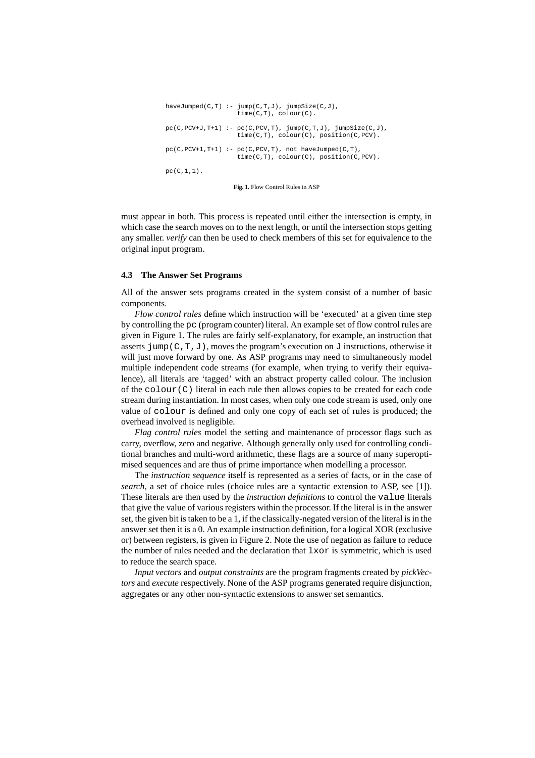```
haveJumped(C,T) :- jump(C,T,J), jumpSize(C,J),
                   time(C,T), colour(C).

pc(C,PCV+J,T+1) :- pc(C,PCV,T), jump(C,T,J), jumpSize(C,J),
                   time(C,T), colour(C), position(C,PCV).

pc(C,PCV+1,T+1) :- pc(C,PCV,T), not haveJumped(C,T),
                   time(C,T), colour(C), position(C,PCV).

pc(C,1,1).
```

**Fig. 1.** Flow Control Rules in ASP

must appear in both. This process is repeated until either the intersection is empty, in which case the search moves on to the next length, or until the intersection stops getting any smaller. *verify* can then be used to check members of this set for equivalence to the original input program.

### 4.3 The Answer Set Programs

All of the answer sets programs created in the system consist of a number of basic components.

*Flow control rules* define which instruction will be 'executed' at a given time step by controlling the `pc` (program counter) literal. An example set of flow control rules are given in Figure 1. The rules are fairly self-explanatory, for example, an instruction that asserts `jump(C,T,J)`, moves the program's execution on `J` instructions, otherwise it will just move forward by one. As ASP programs may need to simultaneously model multiple independent code streams (for example, when trying to verify their equivalence), all literals are 'tagged' with an abstract property called colour. The inclusion of the `colour(C)` literal in each rule then allows copies to be created for each code stream during instantiation. In most cases, when only one code stream is used, only one value of `colour` is defined and only one copy of each set of rules is produced; the overhead involved is negligible.

*Flag control rules* model the setting and maintenance of processor flags such as carry, overflow, zero and negative. Although generally only used for controlling conditional branches and multi-word arithmetic, these flags are a source of many superoptimised sequences and are thus of prime importance when modelling a processor.

The *instruction sequence* itself is represented as a series of facts, or in the case of *search*, a set of choice rules (choice rules are a syntactic extension to ASP, see [1]). These literals are then used by the *instruction definitions* to control the `value` literals that give the value of various registers within the processor. If the literal is in the answer set, the given bit is taken to be a 1, if the classically-negated version of the literal is in the answer set then it is a 0. An example instruction definition, for a logical XOR (exclusive or) between registers, is given in Figure 2. Note the use of negation as failure to reduce the number of rules needed and the declaration that `lxor` is symmetric, which is used to reduce the search space.

*Input vectors* and *output constraints* are the program fragments created by *pickVectors* and *execute* respectively. None of the ASP programs generated require disjunction, aggregates or any other non-syntactic extensions to answer set semantics.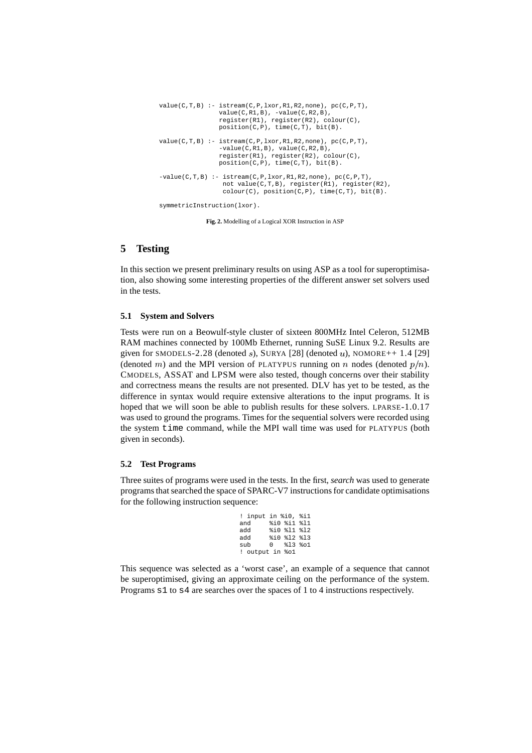```
value(C,T,B) :- istream(C,P,lxor,R1,R2,none), pc(C,P,T),
                value(C,R1,B), -value(C,R2,B),
                register(R1), register(R2), colour(C),
                position(C,P), time(C,T), bit(B).

value(C,T,B) :- istream(C,P,lxor,R1,R2,none), pc(C,P,T),
                -value(C,R1,B), value(C,R2,B),
                register(R1), register(R2), colour(C),
                position(C,P), time(C,T), bit(B).

-value(C,T,B) :- istream(C,P,lxor,R1,R2,none), pc(C,P,T),
                 not value(C,T,B), register(R1), register(R2),
                 colour(C), position(C,P), time(C,T), bit(B).

symmetricInstruction(lxor).
```

**Fig. 2.** Modelling of a Logical XOR Instruction in ASP

## 5 Testing

In this section we present preliminary results on using ASP as a tool for superoptimisation, also showing some interesting properties of the different answer set solvers used in the tests.

### 5.1 System and Solvers

Tests were run on a Beowulf-style cluster of sixteen 800MHz Intel Celeron, 512MB RAM machines connected by 100Mb Ethernet, running SuSE Linux 9.2. Results are given for SMODELS-2.28 (denoted $s$), SURYA [28] (denoted $u$), NOMORE++ 1.4 [29] (denoted $m$) and the MPI version of PLATYPUS running on $n$ nodes (denoted $p/n$). CMODELS, ASSAT and LPSM were also tested, though concerns over their stability and correctness means the results are not presented. DLV has yet to be tested, as the difference in syntax would require extensive alterations to the input programs. It is hoped that we will soon be able to publish results for these solvers. LPARSE-1.0.17 was used to ground the programs. Times for the sequential solvers were recorded using the system `time` command, while the MPI wall time was used for PLATYPUS (both given in seconds).

### 5.2 Test Programs

Three suites of programs were used in the tests. In the first, *search* was used to generate programs that searched the space of SPARC-V7 instructions for candidate optimisations for the following instruction sequence:

```
! input in %i0, %i1
and     %i0 %i1 %l1
add     %i0 %l1 %l2
add     %i0 %l2 %l3
sub     0   %l3 %o1
! output in %o1
```

This sequence was selected as a 'worst case', an example of a sequence that cannot be superoptimised, giving an approximate ceiling on the performance of the system. Programs `s1` to `s4` are searches over the spaces of 1 to 4 instructions respectively.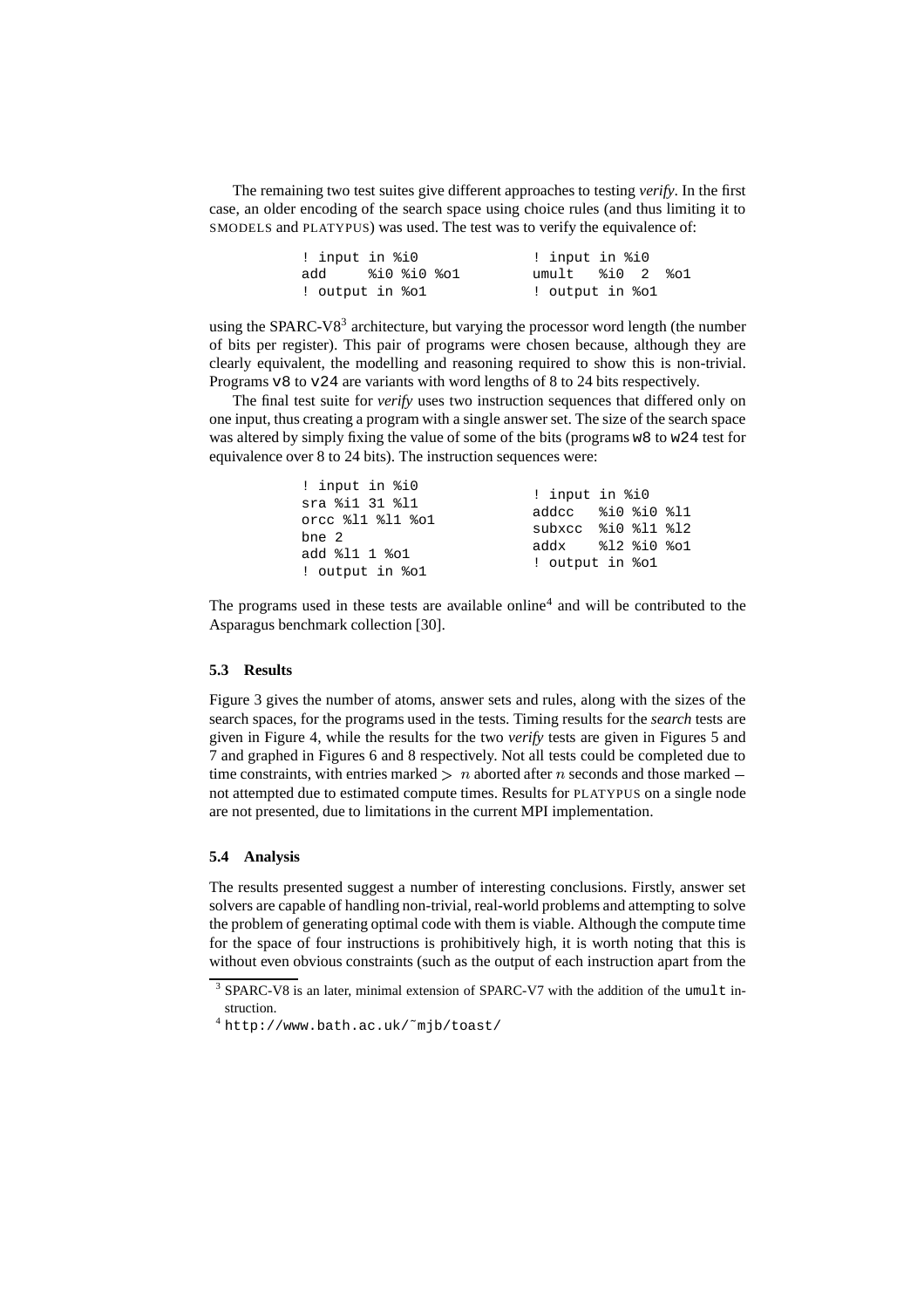The remaining two test suites give different approaches to testing *verify*. In the first case, an older encoding of the search space using choice rules (and thus limiting it to SMODELS and PLATYPUS) was used. The test was to verify the equivalence of:

```
! input in %i0              ! input in %i0
add    %i0 %i0 %o1          umult  %i0 2 %o1
! output in %o1             ! output in %o1
```

using the SPARC-V8[3] architecture, but varying the processor word length (the number of bits per register). This pair of programs were chosen because, although they are clearly equivalent, the modelling and reasoning required to show this is non-trivial. Programs `v8` to `v24` are variants with word lengths of 8 to 24 bits respectively.

The final test suite for *verify* uses two instruction sequences that differed only on one input, thus creating a program with a single answer set. The size of the search space was altered by simply fixing the value of some of the bits (programs `w8` to `w24` test for equivalence over 8 to 24 bits). The instruction sequences were:

```
! input in %i0
sra %i1 31 %l1              ! input in %i0
orcc %l1 %l1 %o1            addcc  %i0 %i0 %l1
bne 2                       subxcc %i0 %l1 %l2
add %l1 1 %o1               addx   %l2 %i0 %o1
! output in %o1             ! output in %o1
```

The programs used in these tests are available online[4] and will be contributed to the Asparagus benchmark collection [30].

### 5.3 Results

Figure 3 gives the number of atoms, answer sets and rules, along with the sizes of the search spaces, for the programs used in the tests. Timing results for the *search* tests are given in Figure 4, while the results for the two *verify* tests are given in Figures 5 and 7 and graphed in Figures 6 and 8 respectively. Not all tests could be completed due to time constraints, with entries marked $> n$ aborted after $n$ seconds and those marked $-$ not attempted due to estimated compute times. Results for PLATYPUS on a single node are not presented, due to limitations in the current MPI implementation.

### 5.4 Analysis

The results presented suggest a number of interesting conclusions. Firstly, answer set solvers are capable of handling non-trivial, real-world problems and attempting to solve the problem of generating optimal code with them is viable. Although the compute time for the space of four instructions is prohibitively high, it is worth noting that this is without even obvious constraints (such as the output of each instruction apart from the

---

[3] SPARC-V8 is an later, minimal extension of SPARC-V7 with the addition of the `umult` instruction.

[4] `http://www.bath.ac.uk/~mjb/toast/`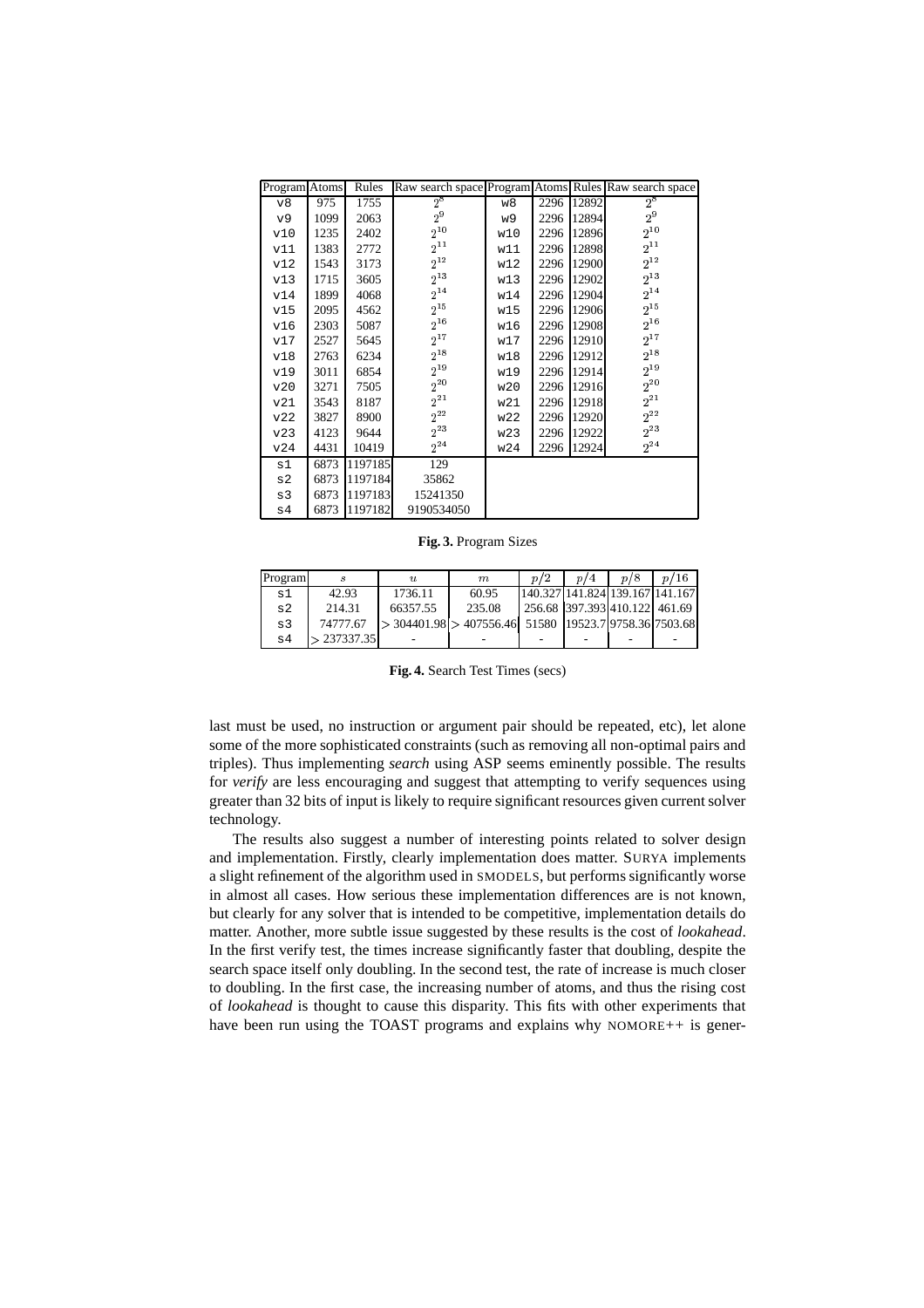| Program | Atoms | Rules | Raw search space | Program | Atoms | Rules | Raw search space |
|---|---|---|---|---|---|---|---|
| v8 | 975 | 1755 | $2^8$ | w8 | 2296 | 12892 | $2^8$ |
| v9 | 1099 | 2063 | $2^9$ | w9 | 2296 | 12894 | $2^9$ |
| v10 | 1235 | 2402 | $2^{10}$ | w10 | 2296 | 12896 | $2^{10}$ |
| v11 | 1383 | 2772 | $2^{11}$ | w11 | 2296 | 12898 | $2^{11}$ |
| v12 | 1543 | 3173 | $2^{12}$ | w12 | 2296 | 12900 | $2^{12}$ |
| v13 | 1715 | 3605 | $2^{13}$ | w13 | 2296 | 12902 | $2^{13}$ |
| v14 | 1899 | 4068 | $2^{14}$ | w14 | 2296 | 12904 | $2^{14}$ |
| v15 | 2095 | 4562 | $2^{15}$ | w15 | 2296 | 12906 | $2^{15}$ |
| v16 | 2303 | 5087 | $2^{16}$ | w16 | 2296 | 12908 | $2^{16}$ |
| v17 | 2527 | 5645 | $2^{17}$ | w17 | 2296 | 12910 | $2^{17}$ |
| v18 | 2763 | 6234 | $2^{18}$ | w18 | 2296 | 12912 | $2^{18}$ |
| v19 | 3011 | 6854 | $2^{19}$ | w19 | 2296 | 12914 | $2^{19}$ |
| v20 | 3271 | 7505 | $2^{20}$ | w20 | 2296 | 12916 | $2^{20}$ |
| v21 | 3543 | 8187 | $2^{21}$ | w21 | 2296 | 12918 | $2^{21}$ |
| v22 | 3827 | 8900 | $2^{22}$ | w22 | 2296 | 12920 | $2^{22}$ |
| v23 | 4123 | 9644 | $2^{23}$ | w23 | 2296 | 12922 | $2^{23}$ |
| v24 | 4431 | 10419 | $2^{24}$ | w24 | 2296 | 12924 | $2^{24}$ |
| s1 | 6873 | 1197185 | 129 | | | | |
| s2 | 6873 | 1197184 | 35862 | | | | |
| s3 | 6873 | 1197183 | 15241350 | | | | |
| s4 | 6873 | 1197182 | 9190534050 | | | | |

**Fig. 3.** Program Sizes

| Program | $s$ | $u$ | $m$ | $p/2$ | $p/4$ | $p/8$ | $p/16$ |
|---|---|---|---|---|---|---|---|
| s1 | 42.93 | 1736.11 | 60.95 | 140.327 | 141.824 | 139.167 | 141.167 |
| s2 | 214.31 | 66357.55 | 235.08 | 256.68 | 397.393 | 410.122 | 461.69 |
| s3 | 74777.67 | $>$ 304401.98 | $>$ 407556.46 | 51580 | 19523.7 | 9758.36 | 7503.68 |
| s4 | $>$ 237337.35 | - | - | - | - | - | - |

**Fig. 4.** Search Test Times (secs)

last must be used, no instruction or argument pair should be repeated, etc), let alone some of the more sophisticated constraints (such as removing all non-optimal pairs and triples). Thus implementing *search* using ASP seems eminently possible. The results for *verify* are less encouraging and suggest that attempting to verify sequences using greater than 32 bits of input is likely to require significant resources given current solver technology.

The results also suggest a number of interesting points related to solver design and implementation. Firstly, clearly implementation does matter. SURYA implements a slight refinement of the algorithm used in SMODELS, but performs significantly worse in almost all cases. How serious these implementation differences are is not known, but clearly for any solver that is intended to be competitive, implementation details do matter. Another, more subtle issue suggested by these results is the cost of *lookahead*. In the first verify test, the times increase significantly faster that doubling, despite the search space itself only doubling. In the second test, the rate of increase is much closer to doubling. In the first case, the increasing number of atoms, and thus the rising cost of *lookahead* is thought to cause this disparity. This fits with other experiments that have been run using the TOAST programs and explains why NOMORE++ is gener-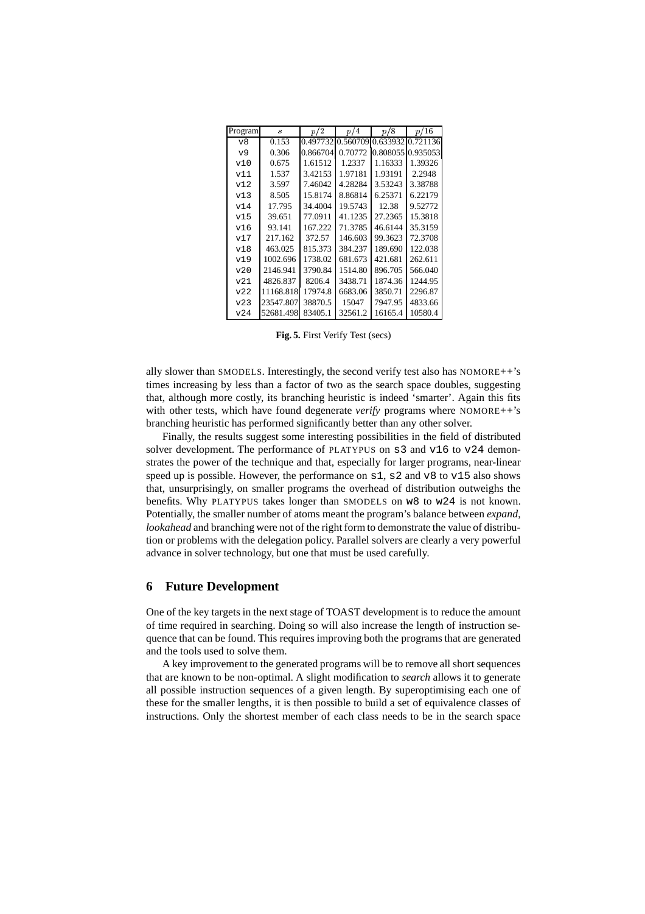| Program | $s$ | $p/2$ | $p/4$ | $p/8$ | $p/16$ |
|---|---|---|---|---|---|
| v8 | 0.153 | 0.497732 | 0.560709 | 0.633932 | 0.721136 |
| v9 | 0.306 | 0.866704 | 0.70772 | 0.808055 | 0.935053 |
| v10 | 0.675 | 1.61512 | 1.2337 | 1.16333 | 1.39326 |
| v11 | 1.537 | 3.42153 | 1.97181 | 1.93191 | 2.2948 |
| v12 | 3.597 | 7.46042 | 4.28284 | 3.53243 | 3.38788 |
| v13 | 8.505 | 15.8174 | 8.86814 | 6.25371 | 6.22179 |
| v14 | 17.795 | 34.4004 | 19.5743 | 12.38 | 9.52772 |
| v15 | 39.651 | 77.0911 | 41.1235 | 27.2365 | 15.3818 |
| v16 | 93.141 | 167.222 | 71.3785 | 46.6144 | 35.3159 |
| v17 | 217.162 | 372.57 | 146.603 | 99.3623 | 72.3708 |
| v18 | 463.025 | 815.373 | 384.237 | 189.690 | 122.038 |
| v19 | 1002.696 | 1738.02 | 681.673 | 421.681 | 262.611 |
| v20 | 2146.941 | 3790.84 | 1514.80 | 896.705 | 566.040 |
| v21 | 4826.837 | 8206.4 | 3438.71 | 1874.36 | 1244.95 |
| v22 | 11168.818 | 17974.8 | 6683.06 | 3850.71 | 2296.87 |
| v23 | 23547.807 | 38870.5 | 15047 | 7947.95 | 4833.66 |
| v24 | 52681.498 | 83405.1 | 32561.2 | 16165.4 | 10580.4 |

**Fig. 5.** First Verify Test (secs)

ally slower than SMODELS. Interestingly, the second verify test also has NOMORE++'s times increasing by less than a factor of two as the search space doubles, suggesting that, although more costly, its branching heuristic is indeed 'smarter'. Again this fits with other tests, which have found degenerate *verify* programs where NOMORE++'s branching heuristic has performed significantly better than any other solver.

Finally, the results suggest some interesting possibilities in the field of distributed solver development. The performance of PLATYPUS on s3 and v16 to v24 demonstrates the power of the technique and that, especially for larger programs, near-linear speed up is possible. However, the performance on s1, s2 and v8 to v15 also shows that, unsurprisingly, on smaller programs the overhead of distribution outweighs the benefits. Why PLATYPUS takes longer than SMODELS on w8 to w24 is not known. Potentially, the smaller number of atoms meant the program's balance between *expand*, *lookahead* and branching were not of the right form to demonstrate the value of distribution or problems with the delegation policy. Parallel solvers are clearly a very powerful advance in solver technology, but one that must be used carefully.

## 6 Future Development

One of the key targets in the next stage of TOAST development is to reduce the amount of time required in searching. Doing so will also increase the length of instruction sequence that can be found. This requires improving both the programs that are generated and the tools used to solve them.

A key improvement to the generated programs will be to remove all short sequences that are known to be non-optimal. A slight modification to *search* allows it to generate all possible instruction sequences of a given length. By superoptimising each one of these for the smaller lengths, it is then possible to build a set of equivalence classes of instructions. Only the shortest member of each class needs to be in the search space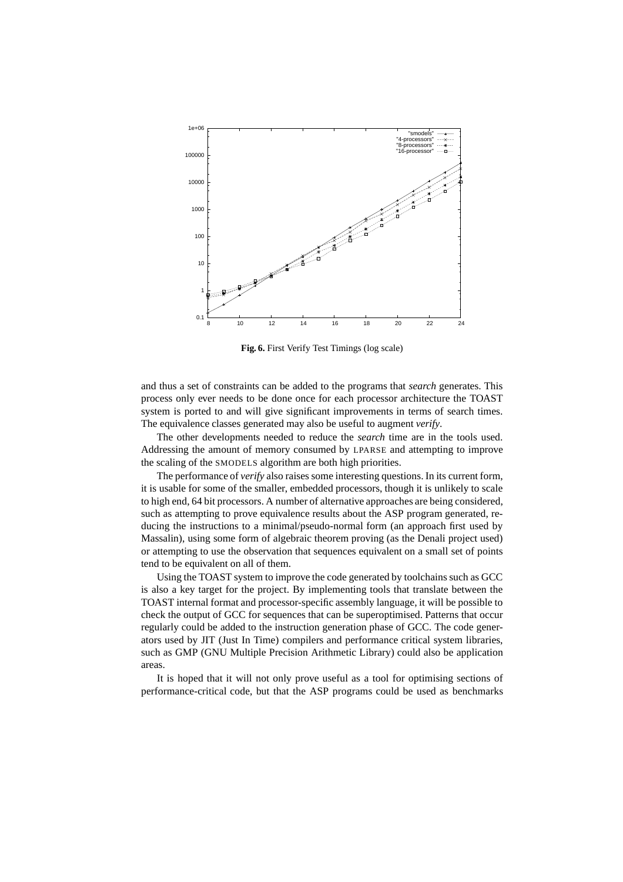1e+06
100000
10000
1000
100
10
1
0.1

8 10 12 14 16 18 20 22 24

"smodels"
"4-processors"
"8-processors"
"16-processor"

**Fig. 6.** First Verify Test Timings (log scale)

and thus a set of constraints can be added to the programs that *search* generates. This process only ever needs to be done once for each processor architecture the TOAST system is ported to and will give significant improvements in terms of search times. The equivalence classes generated may also be useful to augment *verify*.

The other developments needed to reduce the *search* time are in the tools used. Addressing the amount of memory consumed by LPARSE and attempting to improve the scaling of the SMODELS algorithm are both high priorities.

The performance of *verify* also raises some interesting questions. In its current form, it is usable for some of the smaller, embedded processors, though it is unlikely to scale to high end, 64 bit processors. A number of alternative approaches are being considered, such as attempting to prove equivalence results about the ASP program generated, reducing the instructions to a minimal/pseudo-normal form (an approach first used by Massalin), using some form of algebraic theorem proving (as the Denali project used) or attempting to use the observation that sequences equivalent on a small set of points tend to be equivalent on all of them.

Using the TOAST system to improve the code generated by toolchains such as GCC is also a key target for the project. By implementing tools that translate between the TOAST internal format and processor-specific assembly language, it will be possible to check the output of GCC for sequences that can be superoptimised. Patterns that occur regularly could be added to the instruction generation phase of GCC. The code generators used by JIT (Just In Time) compilers and performance critical system libraries, such as GMP (GNU Multiple Precision Arithmetic Library) could also be application areas.

It is hoped that it will not only prove useful as a tool for optimising sections of performance-critical code, but that the ASP programs could be used as benchmarks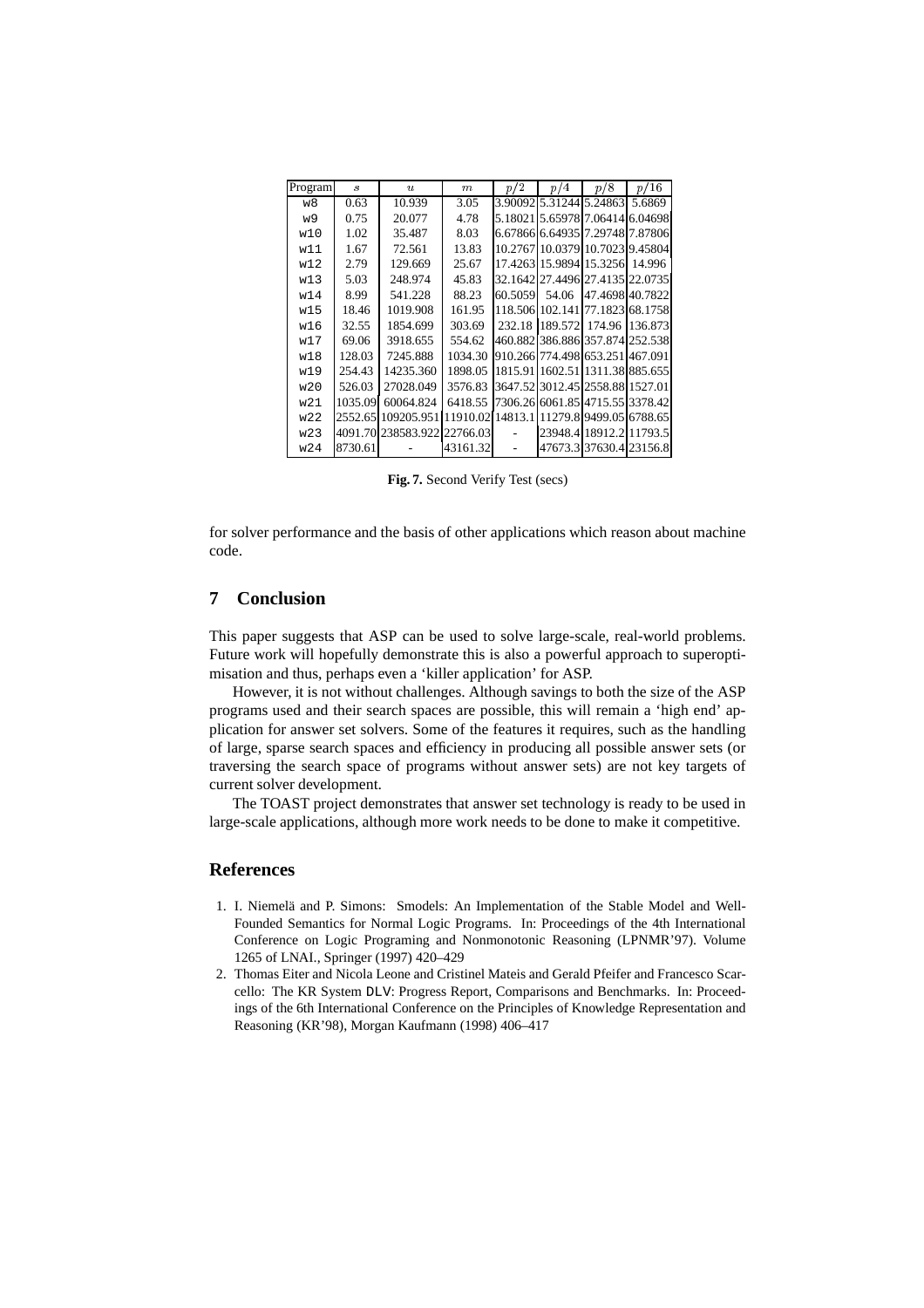| Program | $s$ | $u$ | $m$ | $p/2$ | $p/4$ | $p/8$ | $p/16$ |
|---|---|---|---|---|---|---|---|
| w8 | 0.63 | 10.939 | 3.05 | 3.90092 | 5.31244 | 5.24863 | 5.6869 |
| w9 | 0.75 | 20.077 | 4.78 | 5.18021 | 5.65978 | 7.06414 | 6.04698 |
| w10 | 1.02 | 35.487 | 8.03 | 6.67866 | 6.64935 | 7.29748 | 7.87806 |
| w11 | 1.67 | 72.561 | 13.83 | 10.2767 | 10.0379 | 10.7023 | 9.45804 |
| w12 | 2.79 | 129.669 | 25.67 | 17.4263 | 15.9894 | 15.3256 | 14.996 |
| w13 | 5.03 | 248.974 | 45.83 | 32.1642 | 27.4496 | 27.4135 | 22.0735 |
| w14 | 8.99 | 541.228 | 88.23 | 60.5059 | 54.06 | 47.4698 | 40.7822 |
| w15 | 18.46 | 1019.908 | 161.95 | 118.506 | 102.141 | 77.1823 | 68.1758 |
| w16 | 32.55 | 1854.699 | 303.69 | 232.18 | 189.572 | 174.96 | 136.873 |
| w17 | 69.06 | 3918.655 | 554.62 | 460.882 | 386.886 | 357.874 | 252.538 |
| w18 | 128.03 | 7245.888 | 1034.30 | 910.266 | 774.498 | 653.251 | 467.091 |
| w19 | 254.43 | 14235.360 | 1898.05 | 1815.91 | 1602.51 | 1311.38 | 885.655 |
| w20 | 526.03 | 27028.049 | 3576.83 | 3647.52 | 3012.45 | 2558.88 | 1527.01 |
| w21 | 1035.09 | 60064.824 | 6418.55 | 7306.26 | 6061.85 | 4715.55 | 3378.42 |
| w22 | 2552.65 | 109205.951 | 11910.02 | 14813.1 | 11279.8 | 9499.05 | 6788.65 |
| w23 | 4091.70 | 238583.922 | 22766.03 | - | 23948.4 | 18912.2 | 11793.5 |
| w24 | 8730.61 | - | 43161.32 | - | 47673.3 | 37630.4 | 23156.8 |

**Fig. 7.** Second Verify Test (secs)

for solver performance and the basis of other applications which reason about machine code.

## 7 Conclusion

This paper suggests that ASP can be used to solve large-scale, real-world problems. Future work will hopefully demonstrate this is also a powerful approach to superoptimisation and thus, perhaps even a 'killer application' for ASP.

However, it is not without challenges. Although savings to both the size of the ASP programs used and their search spaces are possible, this will remain a 'high end' application for answer set solvers. Some of the features it requires, such as the handling of large, sparse search spaces and efficiency in producing all possible answer sets (or traversing the search space of programs without answer sets) are not key targets of current solver development.

The TOAST project demonstrates that answer set technology is ready to be used in large-scale applications, although more work needs to be done to make it competitive.

## References

1. I. Niemelä and P. Simons: Smodels: An Implementation of the Stable Model and Well-Founded Semantics for Normal Logic Programs. In: Proceedings of the 4th International Conference on Logic Programing and Nonmonotonic Reasoning (LPNMR'97). Volume 1265 of LNAI., Springer (1997) 420–429
2. Thomas Eiter and Nicola Leone and Cristinel Mateis and Gerald Pfeifer and Francesco Scarcello: The KR System DLV: Progress Report, Comparisons and Benchmarks. In: Proceedings of the 6th International Conference on the Principles of Knowledge Representation and Reasoning (KR'98), Morgan Kaufmann (1998) 406–417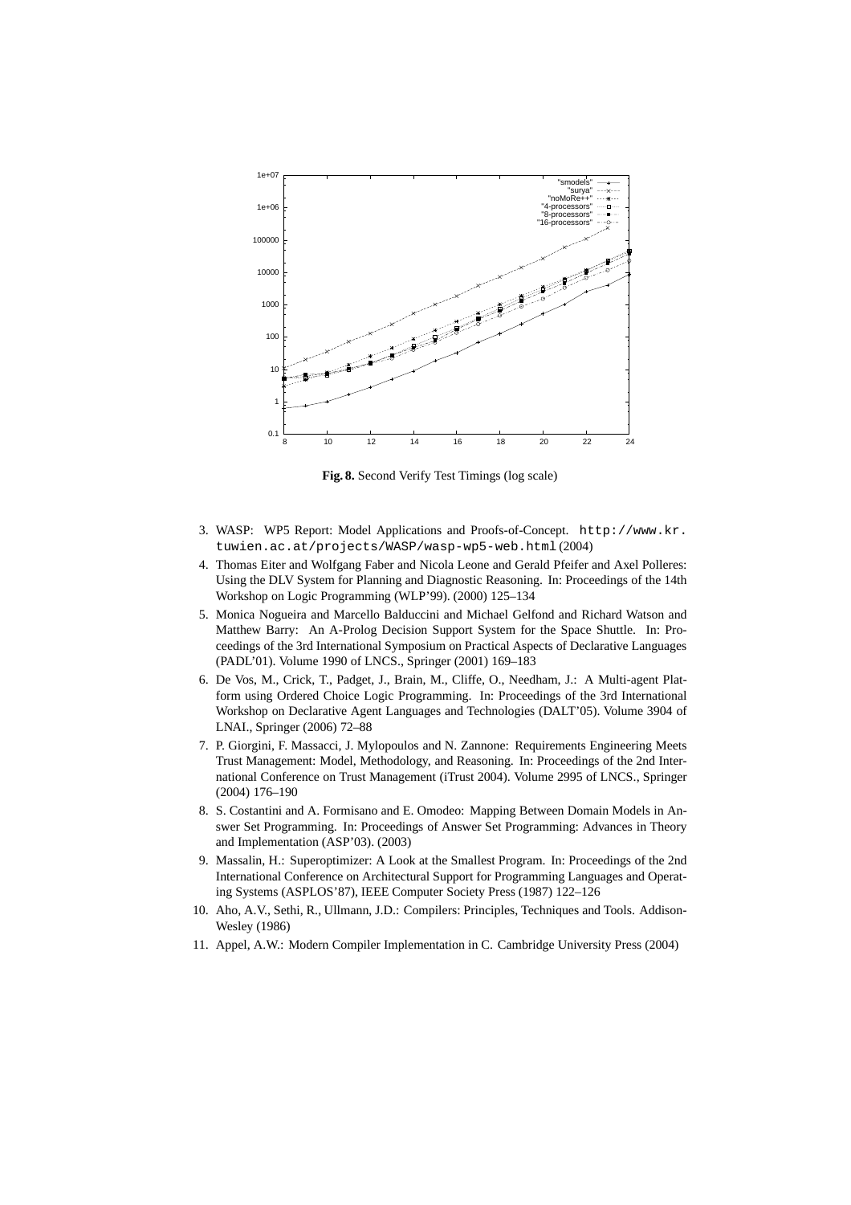**Fig. 8.** Second Verify Test Timings (log scale)

3. WASP: WP5 Report: Model Applications and Proofs-of-Concept. `http://www.kr.tuwien.ac.at/projects/WASP/wasp-wp5-web.html` (2004)
4. Thomas Eiter and Wolfgang Faber and Nicola Leone and Gerald Pfeifer and Axel Polleres: Using the DLV System for Planning and Diagnostic Reasoning. In: Proceedings of the 14th Workshop on Logic Programming (WLP'99). (2000) 125–134
5. Monica Nogueira and Marcello Balduccini and Michael Gelfond and Richard Watson and Matthew Barry: An A-Prolog Decision Support System for the Space Shuttle. In: Proceedings of the 3rd International Symposium on Practical Aspects of Declarative Languages (PADL'01). Volume 1990 of LNCS., Springer (2001) 169–183
6. De Vos, M., Crick, T., Padget, J., Brain, M., Cliffe, O., Needham, J.: A Multi-agent Platform using Ordered Choice Logic Programming. In: Proceedings of the 3rd International Workshop on Declarative Agent Languages and Technologies (DALT'05). Volume 3904 of LNAI., Springer (2006) 72–88
7. P. Giorgini, F. Massacci, J. Mylopoulos and N. Zannone: Requirements Engineering Meets Trust Management: Model, Methodology, and Reasoning. In: Proceedings of the 2nd International Conference on Trust Management (iTrust 2004). Volume 2995 of LNCS., Springer (2004) 176–190
8. S. Costantini and A. Formisano and E. Omodeo: Mapping Between Domain Models in Answer Set Programming. In: Proceedings of Answer Set Programming: Advances in Theory and Implementation (ASP'03). (2003)
9. Massalin, H.: Superoptimizer: A Look at the Smallest Program. In: Proceedings of the 2nd International Conference on Architectural Support for Programming Languages and Operating Systems (ASPLOS'87), IEEE Computer Society Press (1987) 122–126
10. Aho, A.V., Sethi, R., Ullmann, J.D.: Compilers: Principles, Techniques and Tools. Addison-Wesley (1986)
11. Appel, A.W.: Modern Compiler Implementation in C. Cambridge University Press (2004)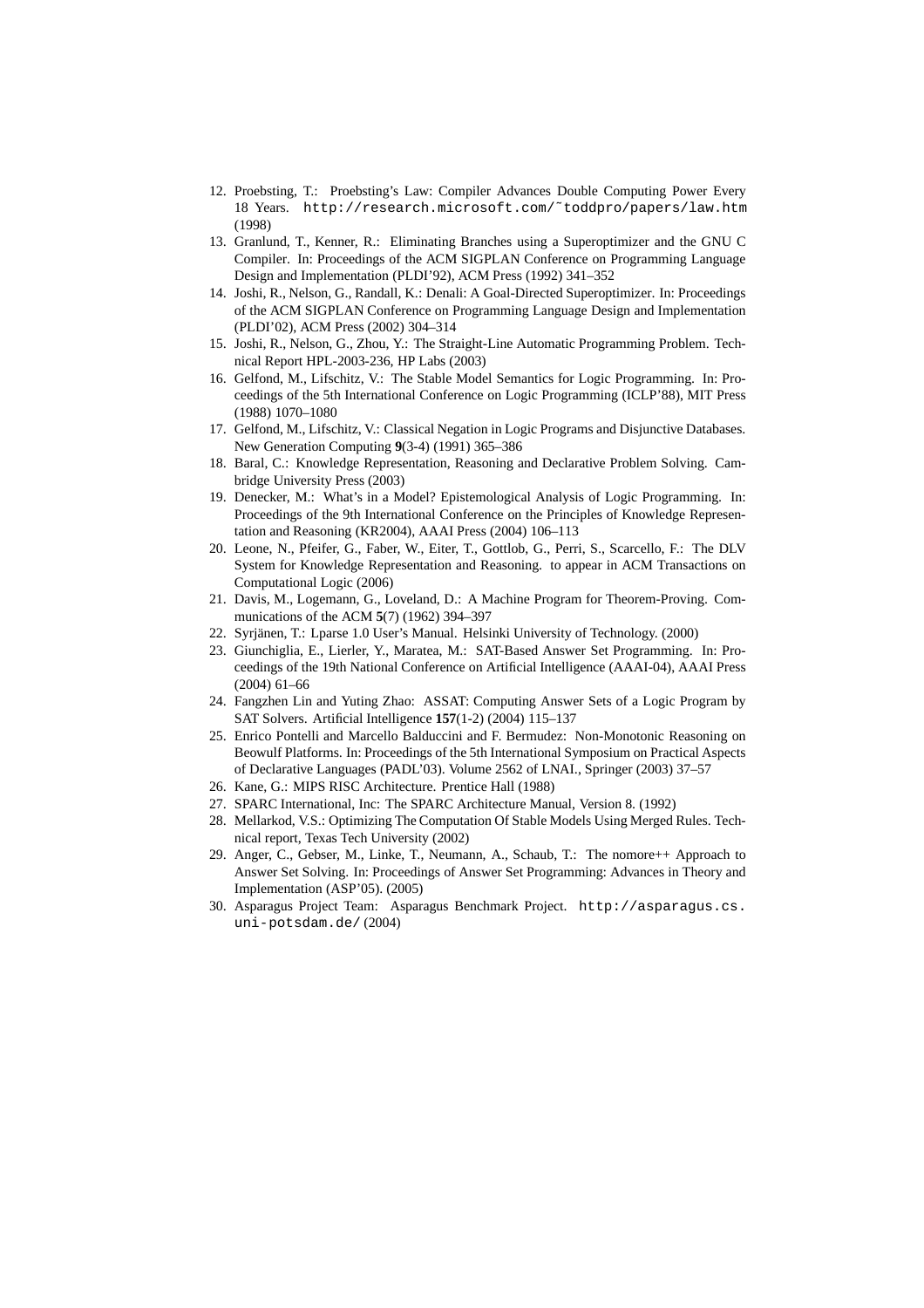12. Proebsting, T.: Proebsting's Law: Compiler Advances Double Computing Power Every 18 Years. `http://research.microsoft.com/~toddpro/papers/law.htm` (1998)
13. Granlund, T., Kenner, R.: Eliminating Branches using a Superoptimizer and the GNU C Compiler. In: Proceedings of the ACM SIGPLAN Conference on Programming Language Design and Implementation (PLDI'92), ACM Press (1992) 341–352
14. Joshi, R., Nelson, G., Randall, K.: Denali: A Goal-Directed Superoptimizer. In: Proceedings of the ACM SIGPLAN Conference on Programming Language Design and Implementation (PLDI'02), ACM Press (2002) 304–314
15. Joshi, R., Nelson, G., Zhou, Y.: The Straight-Line Automatic Programming Problem. Technical Report HPL-2003-236, HP Labs (2003)
16. Gelfond, M., Lifschitz, V.: The Stable Model Semantics for Logic Programming. In: Proceedings of the 5th International Conference on Logic Programming (ICLP'88), MIT Press (1988) 1070–1080
17. Gelfond, M., Lifschitz, V.: Classical Negation in Logic Programs and Disjunctive Databases. New Generation Computing **9**(3-4) (1991) 365–386
18. Baral, C.: Knowledge Representation, Reasoning and Declarative Problem Solving. Cambridge University Press (2003)
19. Denecker, M.: What's in a Model? Epistemological Analysis of Logic Programming. In: Proceedings of the 9th International Conference on the Principles of Knowledge Representation and Reasoning (KR2004), AAAI Press (2004) 106–113
20. Leone, N., Pfeifer, G., Faber, W., Eiter, T., Gottlob, G., Perri, S., Scarcello, F.: The DLV System for Knowledge Representation and Reasoning. to appear in ACM Transactions on Computational Logic (2006)
21. Davis, M., Logemann, G., Loveland, D.: A Machine Program for Theorem-Proving. Communications of the ACM **5**(7) (1962) 394–397
22. Syrjänen, T.: Lparse 1.0 User's Manual. Helsinki University of Technology. (2000)
23. Giunchiglia, E., Lierler, Y., Maratea, M.: SAT-Based Answer Set Programming. In: Proceedings of the 19th National Conference on Artificial Intelligence (AAAI-04), AAAI Press (2004) 61–66
24. Fangzhen Lin and Yuting Zhao: ASSAT: Computing Answer Sets of a Logic Program by SAT Solvers. Artificial Intelligence **157**(1-2) (2004) 115–137
25. Enrico Pontelli and Marcello Balduccini and F. Bermudez: Non-Monotonic Reasoning on Beowulf Platforms. In: Proceedings of the 5th International Symposium on Practical Aspects of Declarative Languages (PADL'03). Volume 2562 of LNAI., Springer (2003) 37–57
26. Kane, G.: MIPS RISC Architecture. Prentice Hall (1988)
27. SPARC International, Inc: The SPARC Architecture Manual, Version 8. (1992)
28. Mellarkod, V.S.: Optimizing The Computation Of Stable Models Using Merged Rules. Technical report, Texas Tech University (2002)
29. Anger, C., Gebser, M., Linke, T., Neumann, A., Schaub, T.: The nomore++ Approach to Answer Set Solving. In: Proceedings of Answer Set Programming: Advances in Theory and Implementation (ASP'05). (2005)
30. Asparagus Project Team: Asparagus Benchmark Project. `http://asparagus.cs.uni-potsdam.de/` (2004)